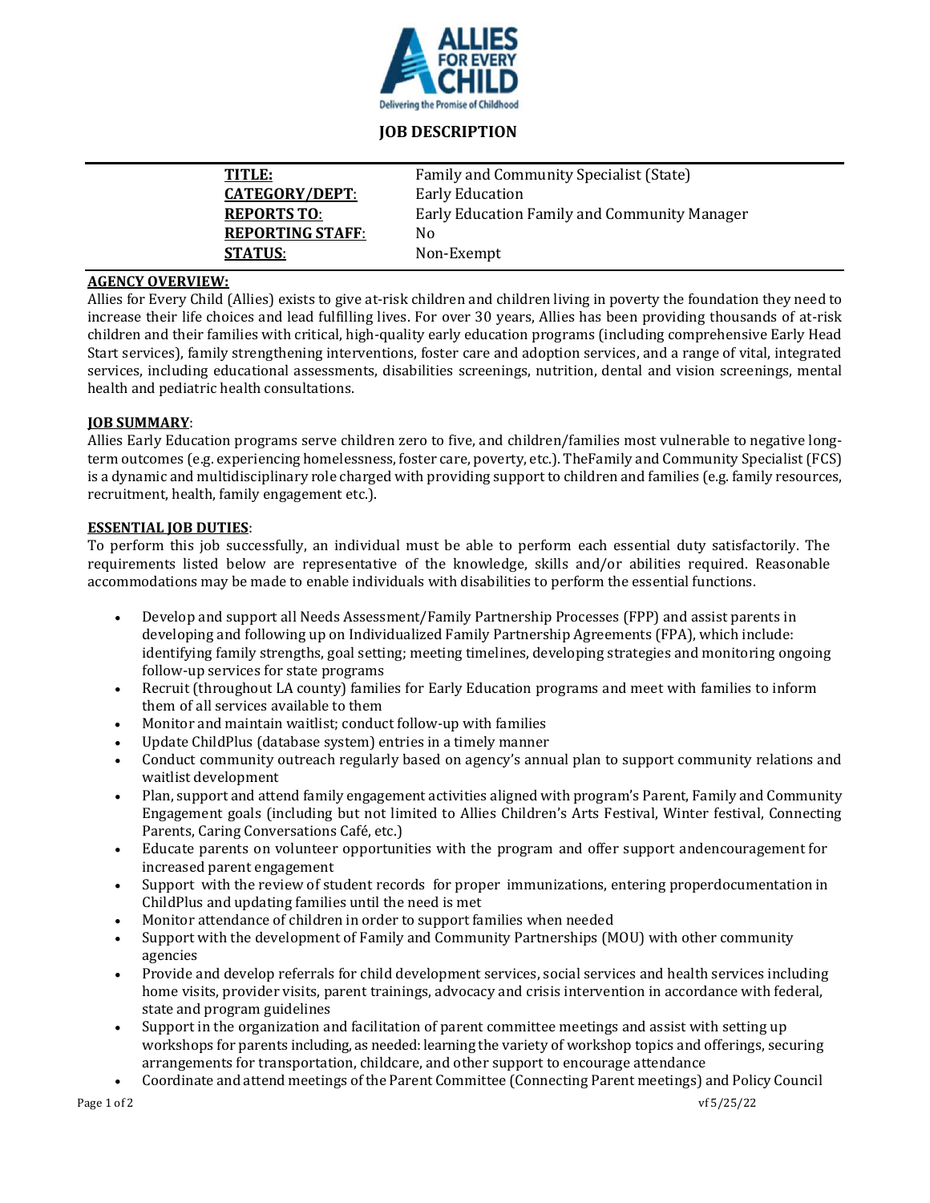# JOB DESCRIPTION

| | |
|---|---|
| **TITLE:** | Family and Community Specialist (State) |
| **CATEGORY/DEPT:** | Early Education |
| **REPORTS TO:** | Early Education Family and Community Manager |
| **REPORTING STAFF:** | No |
| **STATUS:** | Non-Exempt |

**AGENCY OVERVIEW:**

Allies for Every Child (Allies) exists to give at-risk children and children living in poverty the foundation they need to increase their life choices and lead fulfilling lives. For over 30 years, Allies has been providing thousands of at-risk children and their families with critical, high-quality early education programs (including comprehensive Early Head Start services), family strengthening interventions, foster care and adoption services, and a range of vital, integrated services, including educational assessments, disabilities screenings, nutrition, dental and vision screenings, mental health and pediatric health consultations.

**JOB SUMMARY:**

Allies Early Education programs serve children zero to five, and children/families most vulnerable to negative long-term outcomes (e.g. experiencing homelessness, foster care, poverty, etc.). TheFamily and Community Specialist (FCS) is a dynamic and multidisciplinary role charged with providing support to children and families (e.g. family resources, recruitment, health, family engagement etc.).

**ESSENTIAL JOB DUTIES:**

To perform this job successfully, an individual must be able to perform each essential duty satisfactorily. The requirements listed below are representative of the knowledge, skills and/or abilities required. Reasonable accommodations may be made to enable individuals with disabilities to perform the essential functions.

- Develop and support all Needs Assessment/Family Partnership Processes (FPP) and assist parents in developing and following up on Individualized Family Partnership Agreements (FPA), which include: identifying family strengths, goal setting; meeting timelines, developing strategies and monitoring ongoing follow-up services for state programs
- Recruit (throughout LA county) families for Early Education programs and meet with families to inform them of all services available to them
- Monitor and maintain waitlist; conduct follow-up with families
- Update ChildPlus (database system) entries in a timely manner
- Conduct community outreach regularly based on agency's annual plan to support community relations and waitlist development
- Plan, support and attend family engagement activities aligned with program's Parent, Family and Community Engagement goals (including but not limited to Allies Children's Arts Festival, Winter festival, Connecting Parents, Caring Conversations Café, etc.)
- Educate parents on volunteer opportunities with the program and offer support andencouragement for increased parent engagement
- Support with the review of student records for proper immunizations, entering properdocumentation in ChildPlus and updating families until the need is met
- Monitor attendance of children in order to support families when needed
- Support with the development of Family and Community Partnerships (MOU) with other community agencies
- Provide and develop referrals for child development services, social services and health services including home visits, provider visits, parent trainings, advocacy and crisis intervention in accordance with federal, state and program guidelines
- Support in the organization and facilitation of parent committee meetings and assist with setting up workshops for parents including, as needed: learning the variety of workshop topics and offerings, securing arrangements for transportation, childcare, and other support to encourage attendance
- Coordinate and attend meetings of the Parent Committee (Connecting Parent meetings) and Policy Council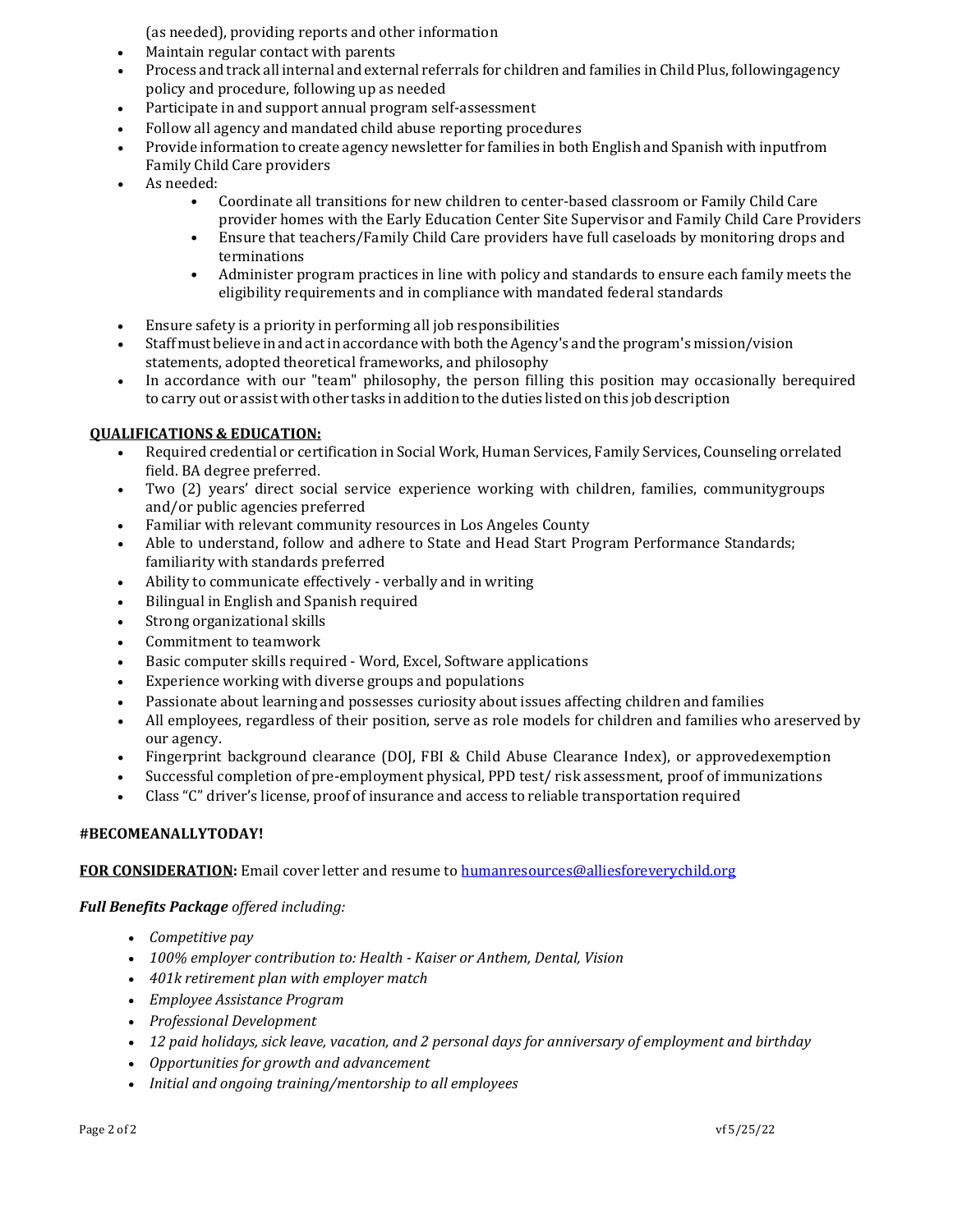(as needed), providing reports and other information

- Maintain regular contact with parents
- Process and track all internal and external referrals for children and families in Child Plus, followingagency policy and procedure, following up as needed
- Participate in and support annual program self-assessment
- Follow all agency and mandated child abuse reporting procedures
- Provide information to create agency newsletter for families in both English and Spanish with inputfrom Family Child Care providers
- As needed:
    - Coordinate all transitions for new children to center-based classroom or Family Child Care provider homes with the Early Education Center Site Supervisor and Family Child Care Providers
    - Ensure that teachers/Family Child Care providers have full caseloads by monitoring drops and terminations
    - Administer program practices in line with policy and standards to ensure each family meets the eligibility requirements and in compliance with mandated federal standards
- Ensure safety is a priority in performing all job responsibilities
- Staff must believe in and act in accordance with both the Agency's and the program's mission/vision statements, adopted theoretical frameworks, and philosophy
- In accordance with our "team" philosophy, the person filling this position may occasionally berequired to carry out or assist with other tasks in addition to the duties listed on this job description

**QUALIFICATIONS & EDUCATION:**

- Required credential or certification in Social Work, Human Services, Family Services, Counseling orrelated field. BA degree preferred.
- Two (2) years' direct social service experience working with children, families, communitygroups and/or public agencies preferred
- Familiar with relevant community resources in Los Angeles County
- Able to understand, follow and adhere to State and Head Start Program Performance Standards; familiarity with standards preferred
- Ability to communicate effectively - verbally and in writing
- Bilingual in English and Spanish required
- Strong organizational skills
- Commitment to teamwork
- Basic computer skills required - Word, Excel, Software applications
- Experience working with diverse groups and populations
- Passionate about learning and possesses curiosity about issues affecting children and families
- All employees, regardless of their position, serve as role models for children and families who areserved by our agency.
- Fingerprint background clearance (DOJ, FBI & Child Abuse Clearance Index), or approvedexemption
- Successful completion of pre-employment physical, PPD test/ risk assessment, proof of immunizations
- Class "C" driver's license, proof of insurance and access to reliable transportation required

**#BECOMEANALLYTODAY!**

**FOR CONSIDERATION:** Email cover letter and resume to humanresources@alliesforeverychild.org

***Full Benefits Package** offered including:*

- *Competitive pay*
- *100% employer contribution to: Health - Kaiser or Anthem, Dental, Vision*
- *401k retirement plan with employer match*
- *Employee Assistance Program*
- *Professional Development*
- *12 paid holidays, sick leave, vacation, and 2 personal days for anniversary of employment and birthday*
- *Opportunities for growth and advancement*
- *Initial and ongoing training/mentorship to all employees*

vf 5/25/22